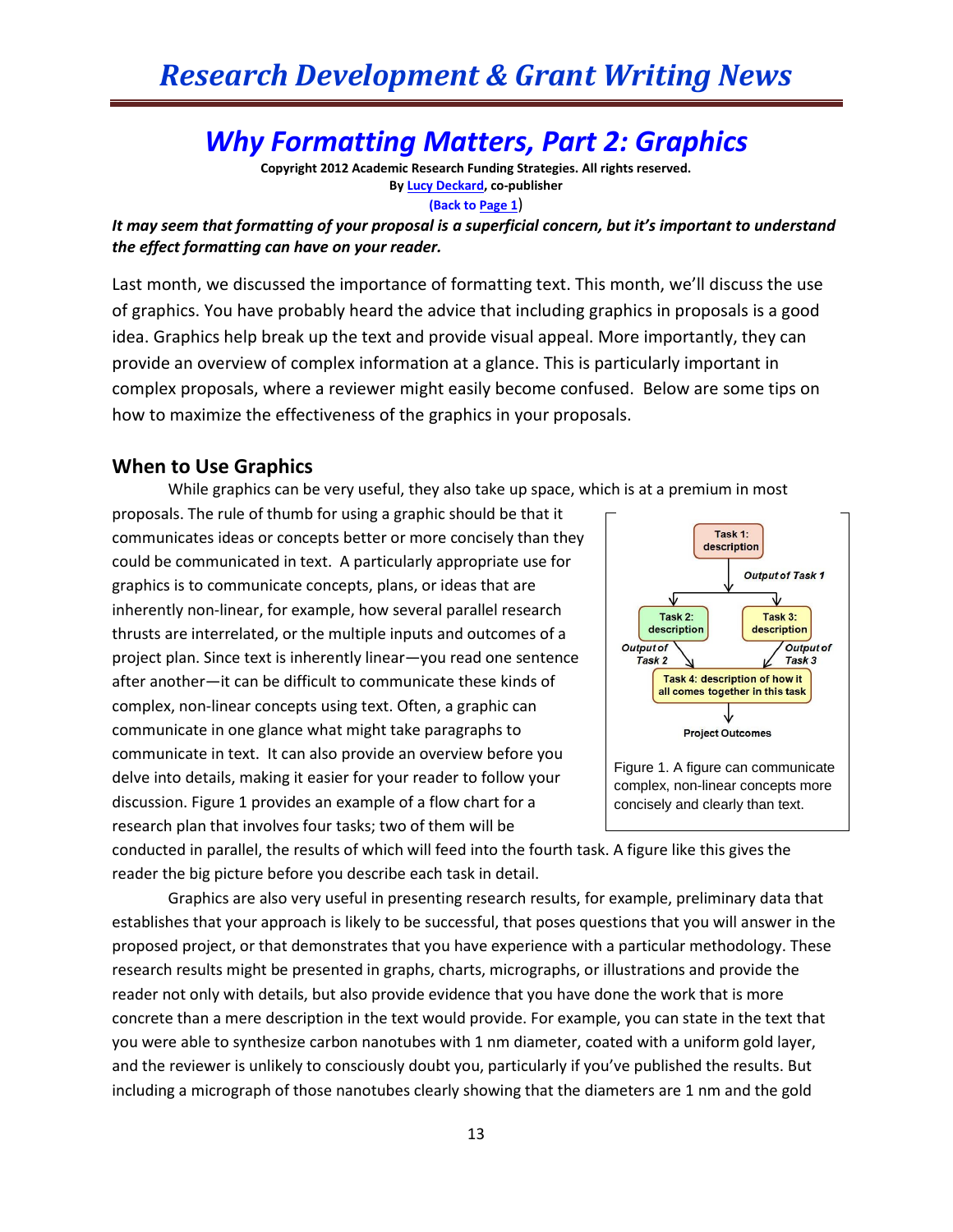# Research Development & Grant Writing News

## Why Formatting Matters, Part 2: Graphics

**Copyright 2012 Academic Research Funding Strategies. All rights reserved.**
**By Lucy Deckard, co-publisher**
**(Back to Page 1)**

***It may seem that formatting of your proposal is a superficial concern, but it's important to understand the effect formatting can have on your reader.***

Last month, we discussed the importance of formatting text. This month, we'll discuss the use of graphics. You have probably heard the advice that including graphics in proposals is a good idea. Graphics help break up the text and provide visual appeal. More importantly, they can provide an overview of complex information at a glance. This is particularly important in complex proposals, where a reviewer might easily become confused. Below are some tips on how to maximize the effectiveness of the graphics in your proposals.

### When to Use Graphics

While graphics can be very useful, they also take up space, which is at a premium in most proposals. The rule of thumb for using a graphic should be that it communicates ideas or concepts better or more concisely than they could be communicated in text. A particularly appropriate use for graphics is to communicate concepts, plans, or ideas that are inherently non-linear, for example, how several parallel research thrusts are interrelated, or the multiple inputs and outcomes of a project plan. Since text is inherently linear—you read one sentence after another—it can be difficult to communicate these kinds of complex, non-linear concepts using text. Often, a graphic can communicate in one glance what might take paragraphs to communicate in text. It can also provide an overview before you delve into details, making it easier for your reader to follow your discussion. Figure 1 provides an example of a flow chart for a research plan that involves four tasks; two of them will be conducted in parallel, the results of which will feed into the fourth task. A figure like this gives the reader the big picture before you describe each task in detail.

Task 1: description → Output of Task 1 → Task 2: description; Task 3: description → Output of Task 2; Output of Task 3 → Task 4: description of how it all comes together in this task → Project Outcomes

Figure 1. A figure can communicate complex, non-linear concepts more concisely and clearly than text.

Graphics are also very useful in presenting research results, for example, preliminary data that establishes that your approach is likely to be successful, that poses questions that you will answer in the proposed project, or that demonstrates that you have experience with a particular methodology. These research results might be presented in graphs, charts, micrographs, or illustrations and provide the reader not only with details, but also provide evidence that you have done the work that is more concrete than a mere description in the text would provide. For example, you can state in the text that you were able to synthesize carbon nanotubes with 1 nm diameter, coated with a uniform gold layer, and the reviewer is unlikely to consciously doubt you, particularly if you've published the results. But including a micrograph of those nanotubes clearly showing that the diameters are 1 nm and the gold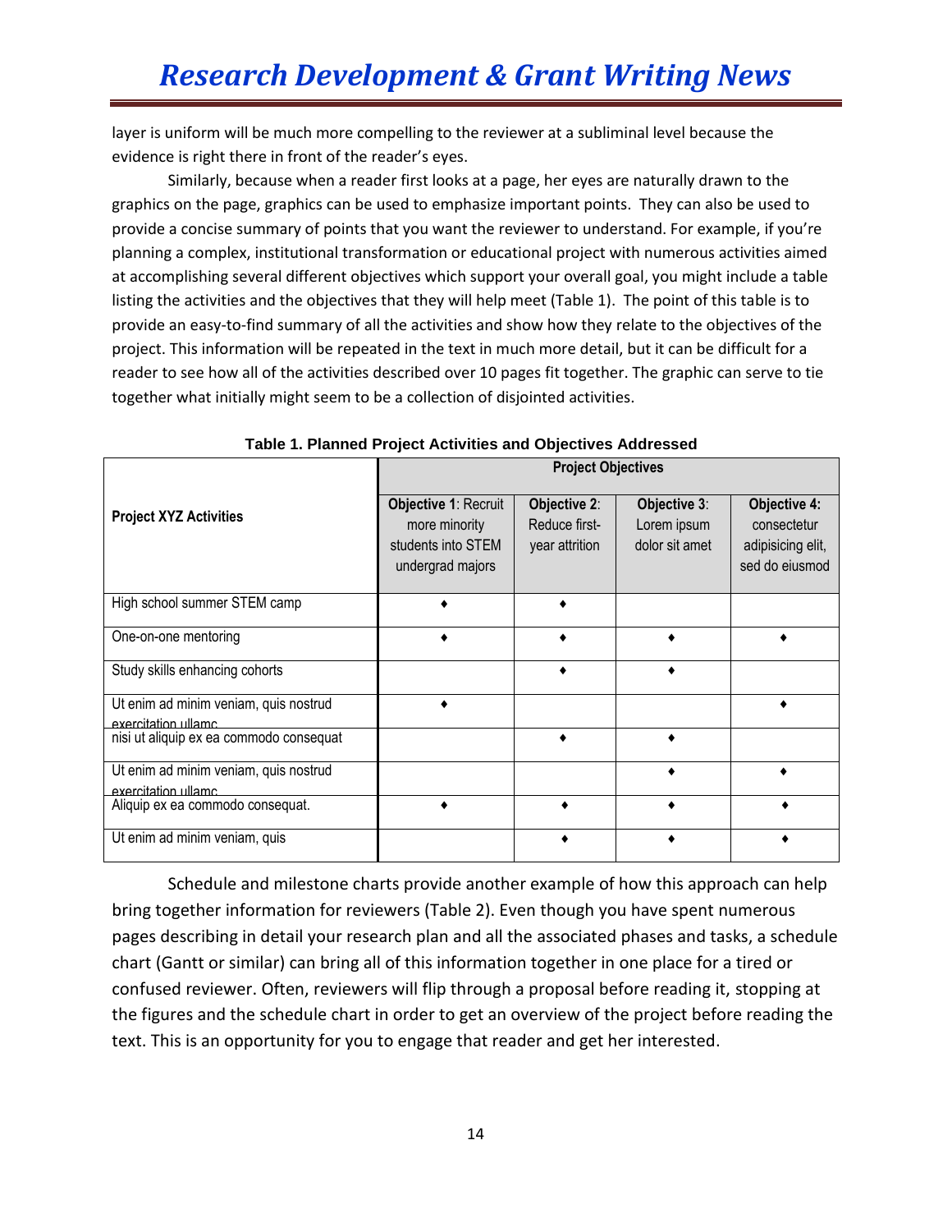layer is uniform will be much more compelling to the reviewer at a subliminal level because the evidence is right there in front of the reader's eyes.

Similarly, because when a reader first looks at a page, her eyes are naturally drawn to the graphics on the page, graphics can be used to emphasize important points. They can also be used to provide a concise summary of points that you want the reviewer to understand. For example, if you're planning a complex, institutional transformation or educational project with numerous activities aimed at accomplishing several different objectives which support your overall goal, you might include a table listing the activities and the objectives that they will help meet (Table 1). The point of this table is to provide an easy-to-find summary of all the activities and show how they relate to the objectives of the project. This information will be repeated in the text in much more detail, but it can be difficult for a reader to see how all of the activities described over 10 pages fit together. The graphic can serve to tie together what initially might seem to be a collection of disjointed activities.

**Table 1. Planned Project Activities and Objectives Addressed**

| Project XYZ Activities | Project Objectives | | | |
|---|---|---|---|---|
| | **Objective 1**: Recruit more minority students into STEM undergrad majors | **Objective 2**: Reduce first-year attrition | **Objective 3**: Lorem ipsum dolor sit amet | **Objective 4:** consectetur adipisicing elit, sed do eiusmod |
| High school summer STEM camp | ♦ | ♦ | | |
| One-on-one mentoring | ♦ | ♦ | ♦ | ♦ |
| Study skills enhancing cohorts | | ♦ | ♦ | |
| Ut enim ad minim veniam, quis nostrud exercitation ullamc | ♦ | | | ♦ |
| nisi ut aliquip ex ea commodo consequat | | ♦ | ♦ | |
| Ut enim ad minim veniam, quis nostrud exercitation ullamc | | | ♦ | ♦ |
| Aliquip ex ea commodo consequat. | ♦ | ♦ | ♦ | ♦ |
| Ut enim ad minim veniam, quis | | ♦ | ♦ | ♦ |

Schedule and milestone charts provide another example of how this approach can help bring together information for reviewers (Table 2). Even though you have spent numerous pages describing in detail your research plan and all the associated phases and tasks, a schedule chart (Gantt or similar) can bring all of this information together in one place for a tired or confused reviewer. Often, reviewers will flip through a proposal before reading it, stopping at the figures and the schedule chart in order to get an overview of the project before reading the text. This is an opportunity for you to engage that reader and get her interested.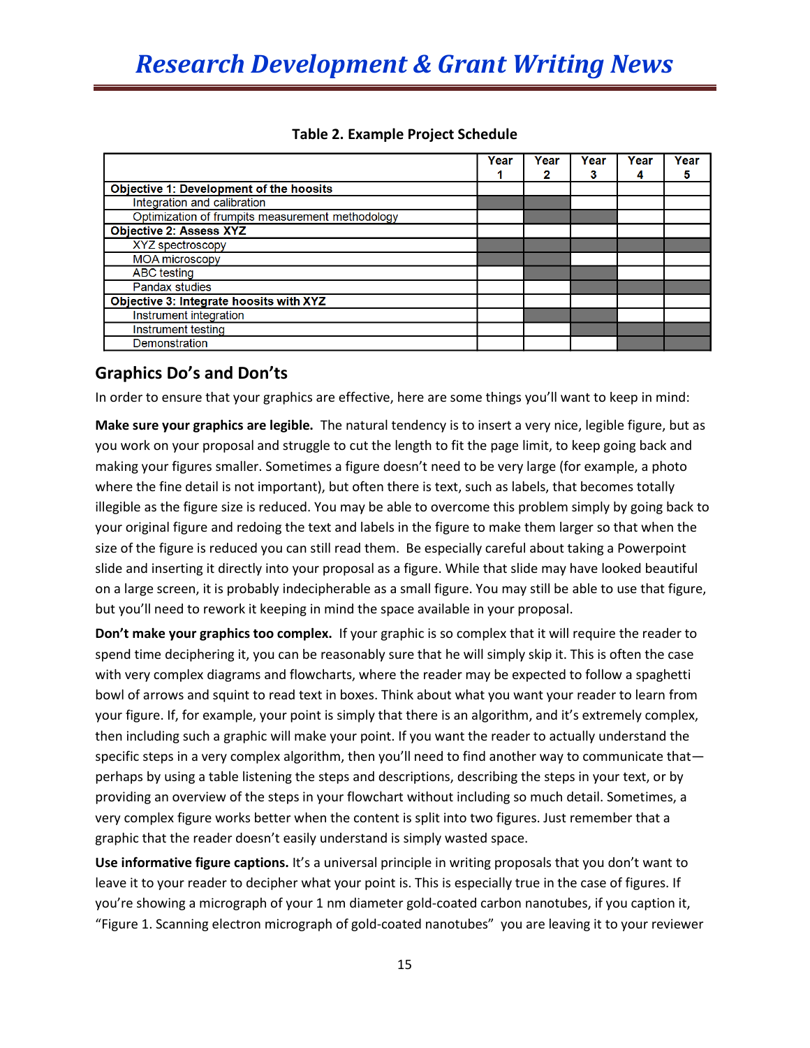**Table 2. Example Project Schedule**

| | Year 1 | Year 2 | Year 3 | Year 4 | Year 5 |
|---|---|---|---|---|---|
| **Objective 1: Development of the hoosits** | | | | | |
| Integration and calibration | ■ | ■ | | | |
| Optimization of frumpits measurement methodology | | ■ | ■ | | |
| **Objective 2: Assess XYZ** | | | | | |
| XYZ spectroscopy | ■ | ■ | ■ | ■ | ■ |
| MOA microscopy | ■ | ■ | | | |
| ABC testing | | ■ | ■ | | |
| Pandax studies | | | ■ | ■ | ■ |
| **Objective 3: Integrate hoosits with XYZ** | | | | | |
| Instrument integration | | ■ | ■ | | |
| Instrument testing | | | ■ | ■ | ■ |
| Demonstration | | | | ■ | ■ |

## Graphics Do's and Don'ts

In order to ensure that your graphics are effective, here are some things you'll want to keep in mind:

**Make sure your graphics are legible.** The natural tendency is to insert a very nice, legible figure, but as you work on your proposal and struggle to cut the length to fit the page limit, to keep going back and making your figures smaller. Sometimes a figure doesn't need to be very large (for example, a photo where the fine detail is not important), but often there is text, such as labels, that becomes totally illegible as the figure size is reduced. You may be able to overcome this problem simply by going back to your original figure and redoing the text and labels in the figure to make them larger so that when the size of the figure is reduced you can still read them. Be especially careful about taking a Powerpoint slide and inserting it directly into your proposal as a figure. While that slide may have looked beautiful on a large screen, it is probably indecipherable as a small figure. You may still be able to use that figure, but you'll need to rework it keeping in mind the space available in your proposal.

**Don't make your graphics too complex.** If your graphic is so complex that it will require the reader to spend time deciphering it, you can be reasonably sure that he will simply skip it. This is often the case with very complex diagrams and flowcharts, where the reader may be expected to follow a spaghetti bowl of arrows and squint to read text in boxes. Think about what you want your reader to learn from your figure. If, for example, your point is simply that there is an algorithm, and it's extremely complex, then including such a graphic will make your point. If you want the reader to actually understand the specific steps in a very complex algorithm, then you'll need to find another way to communicate that—perhaps by using a table listening the steps and descriptions, describing the steps in your text, or by providing an overview of the steps in your flowchart without including so much detail. Sometimes, a very complex figure works better when the content is split into two figures. Just remember that a graphic that the reader doesn't easily understand is simply wasted space.

**Use informative figure captions.** It's a universal principle in writing proposals that you don't want to leave it to your reader to decipher what your point is. This is especially true in the case of figures. If you're showing a micrograph of your 1 nm diameter gold-coated carbon nanotubes, if you caption it, "Figure 1. Scanning electron micrograph of gold-coated nanotubes" you are leaving it to your reviewer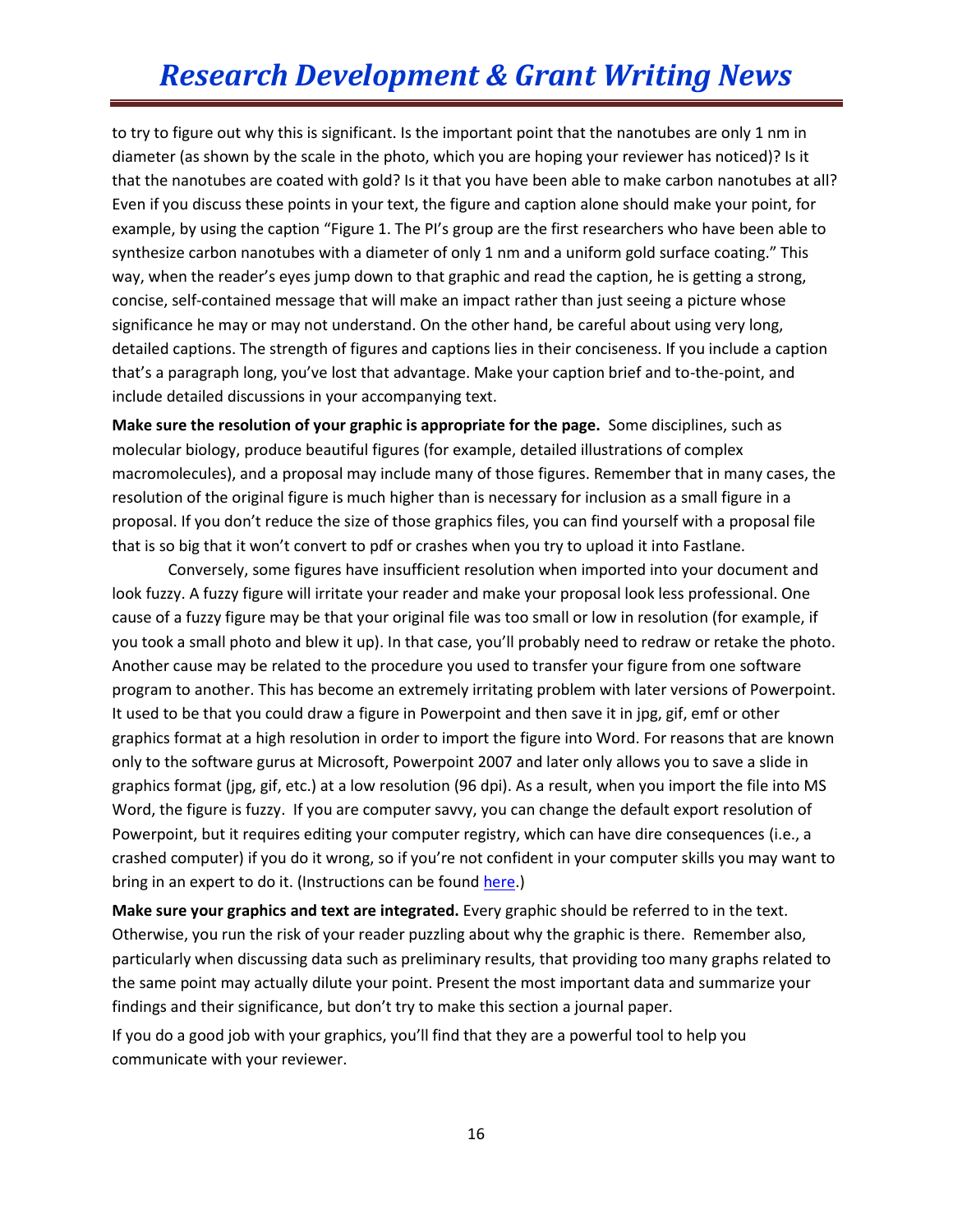to try to figure out why this is significant. Is the important point that the nanotubes are only 1 nm in diameter (as shown by the scale in the photo, which you are hoping your reviewer has noticed)? Is it that the nanotubes are coated with gold? Is it that you have been able to make carbon nanotubes at all? Even if you discuss these points in your text, the figure and caption alone should make your point, for example, by using the caption "Figure 1. The PI's group are the first researchers who have been able to synthesize carbon nanotubes with a diameter of only 1 nm and a uniform gold surface coating." This way, when the reader's eyes jump down to that graphic and read the caption, he is getting a strong, concise, self-contained message that will make an impact rather than just seeing a picture whose significance he may or may not understand. On the other hand, be careful about using very long, detailed captions. The strength of figures and captions lies in their conciseness. If you include a caption that's a paragraph long, you've lost that advantage. Make your caption brief and to-the-point, and include detailed discussions in your accompanying text.

**Make sure the resolution of your graphic is appropriate for the page.** Some disciplines, such as molecular biology, produce beautiful figures (for example, detailed illustrations of complex macromolecules), and a proposal may include many of those figures. Remember that in many cases, the resolution of the original figure is much higher than is necessary for inclusion as a small figure in a proposal. If you don't reduce the size of those graphics files, you can find yourself with a proposal file that is so big that it won't convert to pdf or crashes when you try to upload it into Fastlane.

Conversely, some figures have insufficient resolution when imported into your document and look fuzzy. A fuzzy figure will irritate your reader and make your proposal look less professional. One cause of a fuzzy figure may be that your original file was too small or low in resolution (for example, if you took a small photo and blew it up). In that case, you'll probably need to redraw or retake the photo. Another cause may be related to the procedure you used to transfer your figure from one software program to another. This has become an extremely irritating problem with later versions of Powerpoint. It used to be that you could draw a figure in Powerpoint and then save it in jpg, gif, emf or other graphics format at a high resolution in order to import the figure into Word. For reasons that are known only to the software gurus at Microsoft, Powerpoint 2007 and later only allows you to save a slide in graphics format (jpg, gif, etc.) at a low resolution (96 dpi). As a result, when you import the file into MS Word, the figure is fuzzy. If you are computer savvy, you can change the default export resolution of Powerpoint, but it requires editing your computer registry, which can have dire consequences (i.e., a crashed computer) if you do it wrong, so if you're not confident in your computer skills you may want to bring in an expert to do it. (Instructions can be found here.)

**Make sure your graphics and text are integrated.** Every graphic should be referred to in the text. Otherwise, you run the risk of your reader puzzling about why the graphic is there. Remember also, particularly when discussing data such as preliminary results, that providing too many graphs related to the same point may actually dilute your point. Present the most important data and summarize your findings and their significance, but don't try to make this section a journal paper.

If you do a good job with your graphics, you'll find that they are a powerful tool to help you communicate with your reviewer.